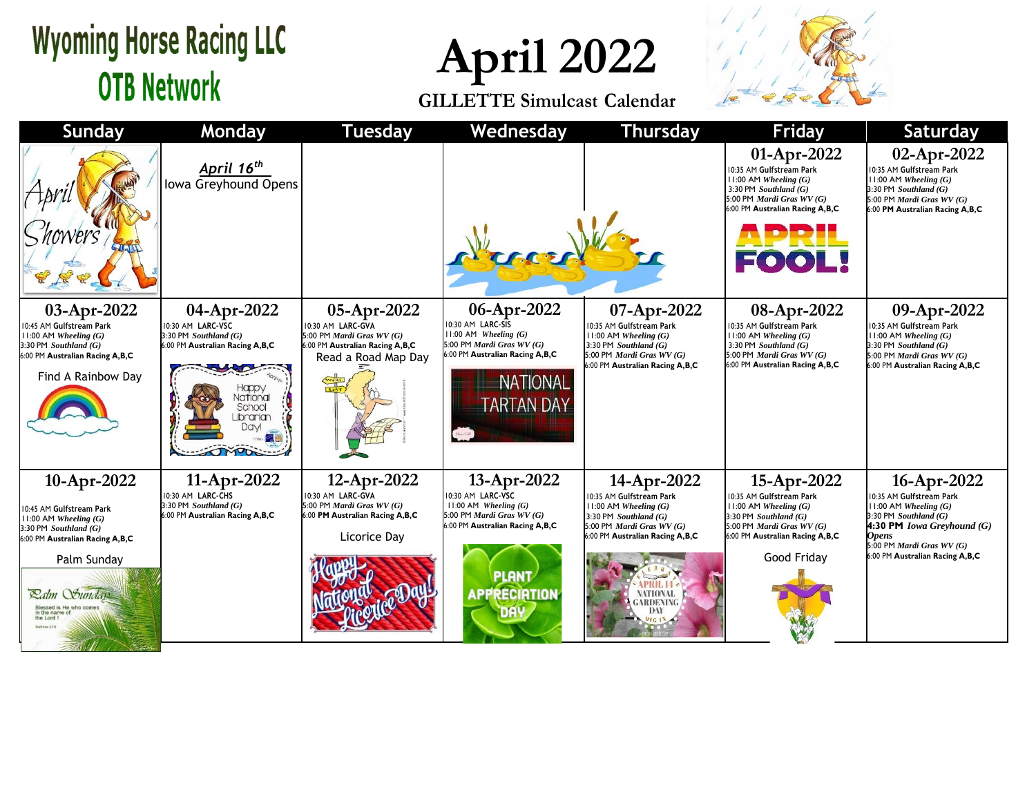# Wyoming Horse Racing LLC
## OTB Network

# April 2022

### GILLETTE Simulcast Calendar

| Sunday | Monday | Tuesday | Wednesday | Thursday | Friday | Saturday |
|---|---|---|---|---|---|---|
| April Showers | ***April 16th*** Iowa Greyhound Opens | | | | **01-Apr-2022** 10:35 AM Gulfstream Park 11:00 AM *Wheeling (G)* 3:30 PM *Southland (G)* 5:00 PM *Mardi Gras WV (G)* 6:00 PM **Australian Racing A,B,C** APRIL FOOL! | **02-Apr-2022** 10:35 AM Gulfstream Park 11:00 AM *Wheeling (G)* 3:30 PM *Southland (G)* 5:00 PM *Mardi Gras WV (G)* 6:00 **PM Australian Racing A,B,C** |
| **03-Apr-2022** 10:45 AM Gulfstream Park 11:00 AM *Wheeling (G)* 3:30 PM *Southland (G)* 6:00 PM **Australian Racing A,B,C** Find A Rainbow Day | **04-Apr-2022** 10:30 AM LARC-VSC 3:30 PM *Southland (G)* 6:00 PM **Australian Racing A,B,C** Happy National School Librarian Day! | **05-Apr-2022** 10:30 AM LARC-GVA 5:00 PM *Mardi Gras WV (G)* 6:00 PM **Australian Racing A,B,C** Read a Road Map Day | **06-Apr-2022** 10:30 AM LARC-SIS 11:00 AM *Wheeling (G)* 5:00 PM *Mardi Gras WV (G)* 6:00 PM **Australian Racing A,B,C** NATIONAL TARTAN DAY | **07-Apr-2022** 10:35 AM Gulfstream Park 11:00 AM *Wheeling (G)* 3:30 PM *Southland (G)* 5:00 PM *Mardi Gras WV (G)* 6:00 PM **Australian Racing A,B,C** | **08-Apr-2022** 10:35 AM Gulfstream Park 11:00 AM *Wheeling (G)* 3:30 PM *Southland (G)* 5:00 PM *Mardi Gras WV (G)* 6:00 PM **Australian Racing A,B,C** | **09-Apr-2022** 10:35 AM Gulfstream Park 11:00 AM *Wheeling (G)* 3:30 PM *Southland (G)* 5:00 PM *Mardi Gras WV (G)* 6:00 PM **Australian Racing A,B,C** |
| **10-Apr-2022** 10:45 AM Gulfstream Park 11:00 AM *Wheeling (G)* 3:30 PM *Southland (G)* 6:00 PM **Australian Racing A,B,C** Palm Sunday Palm Sunday Blessed is He who comes in the name of the Lord! | **11-Apr-2022** 10:30 AM LARC-CHS 3:30 PM *Southland (G)* 6:00 PM **Australian Racing A,B,C** | **12-Apr-2022** 10:30 AM LARC-GVA 5:00 PM *Mardi Gras WV (G)* 6:00 **PM Australian Racing A,B,C** Licorice Day Happy National Licorice Day! | **13-Apr-2022** 10:30 AM LARC-VSC 11:00 AM *Wheeling (G)* 5:00 PM *Mardi Gras WV (G)* 6:00 PM **Australian Racing A,B,C** PLANT APPRECIATION DAY | **14-Apr-2022** 10:35 AM Gulfstream Park 11:00 AM *Wheeling (G)* 3:30 PM *Southland (G)* 5:00 PM *Mardi Gras WV (G)* 6:00 PM **Australian Racing A,B,C** APRIL 14 NATIONAL GARDENING DAY | **15-Apr-2022** 10:35 AM Gulfstream Park 11:00 AM *Wheeling (G)* 3:30 PM *Southland (G)* 5:00 PM *Mardi Gras WV (G)* 6:00 PM **Australian Racing A,B,C** Good Friday | **16-Apr-2022** 10:35 AM Gulfstream Park 11:00 AM *Wheeling (G)* 3:30 PM *Southland (G)* **4:30 PM** ***Iowa Greyhound (G) Opens*** 5:00 PM *Mardi Gras WV (G)* 6:00 PM **Australian Racing A,B,C** |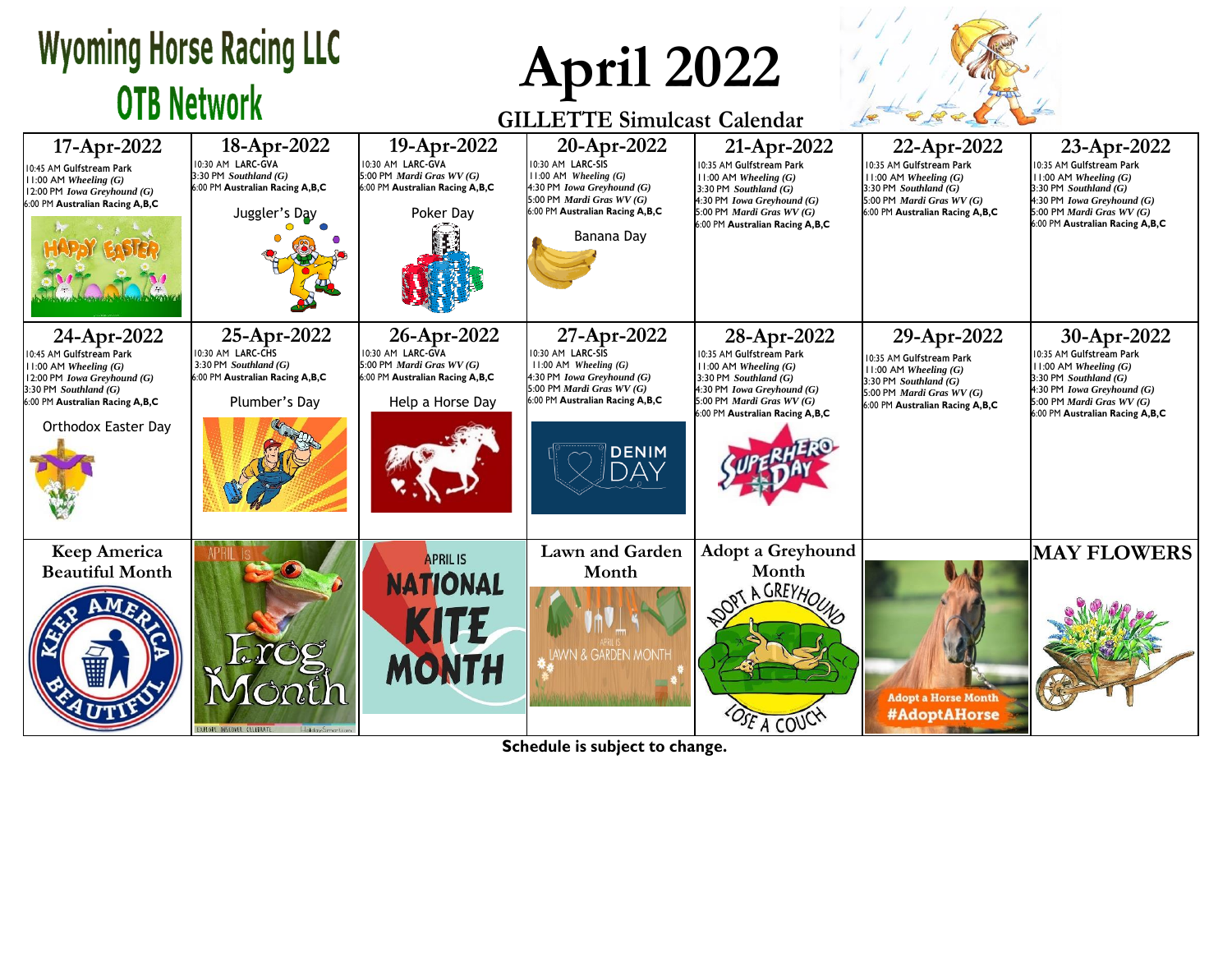# Wyoming Horse Racing LLC
# OTB Network

# April 2022

## GILLETTE Simulcast Calendar

| 17-Apr-2022 | 18-Apr-2022 | 19-Apr-2022 | 20-Apr-2022 | 21-Apr-2022 | 22-Apr-2022 | 23-Apr-2022 |
|---|---|---|---|---|---|---|
| 10:45 AM Gulfstream Park<br>11:00 AM *Wheeling (G)*<br>12:00 PM *Iowa Greyhound (G)*<br>6:00 PM **Australian Racing A,B,C**<br>HAPPY EASTER | 10:30 AM LARC-GVA<br>3:30 PM *Southland (G)*<br>6:00 PM **Australian Racing A,B,C**<br>Juggler's Day | 10:30 AM LARC-GVA<br>5:00 PM *Mardi Gras WV (G)*<br>6:00 PM **Australian Racing A,B,C**<br>Poker Day | 10:30 AM LARC-SIS<br>11:00 AM *Wheeling (G)*<br>4:30 PM *Iowa Greyhound (G)*<br>5:00 PM *Mardi Gras WV (G)*<br>6:00 PM **Australian Racing A,B,C**<br>Banana Day | 10:35 AM Gulfstream Park<br>11:00 AM *Wheeling (G)*<br>3:30 PM *Southland (G)*<br>4:30 PM *Iowa Greyhound (G)*<br>5:00 PM *Mardi Gras WV (G)*<br>6:00 PM **Australian Racing A,B,C** | 10:35 AM Gulfstream Park<br>11:00 AM *Wheeling (G)*<br>3:30 PM *Southland (G)*<br>5:00 PM *Mardi Gras WV (G)*<br>6:00 PM **Australian Racing A,B,C** | 10:35 AM Gulfstream Park<br>11:00 AM *Wheeling (G)*<br>3:30 PM *Southland (G)*<br>4:30 PM *Iowa Greyhound (G)*<br>5:00 PM *Mardi Gras WV (G)*<br>6:00 PM **Australian Racing A,B,C** |
| **24-Apr-2022**<br>10:45 AM Gulfstream Park<br>11:00 AM *Wheeling (G)*<br>12:00 PM *Iowa Greyhound (G)*<br>3:30 PM *Southland (G)*<br>6:00 PM **Australian Racing A,B,C**<br>Orthodox Easter Day | **25-Apr-2022**<br>10:30 AM LARC-CHS<br>3:30 PM *Southland (G)*<br>6:00 PM **Australian Racing A,B,C**<br>Plumber's Day | **26-Apr-2022**<br>10:30 AM LARC-GVA<br>5:00 PM *Mardi Gras WV (G)*<br>6:00 PM **Australian Racing A,B,C**<br>Help a Horse Day | **27-Apr-2022**<br>10:30 AM LARC-SIS<br>11:00 AM *Wheeling (G)*<br>4:30 PM *Iowa Greyhound (G)*<br>5:00 PM *Mardi Gras WV (G)*<br>6:00 PM **Australian Racing A,B,C**<br>DENIM DAY | **28-Apr-2022**<br>10:35 AM Gulfstream Park<br>11:00 AM *Wheeling (G)*<br>3:30 PM *Southland (G)*<br>4:30 PM *Iowa Greyhound (G)*<br>5:00 PM *Mardi Gras WV (G)*<br>6:00 PM **Australian Racing A,B,C**<br>SUPERHERO DAY | **29-Apr-2022**<br>10:35 AM Gulfstream Park<br>11:00 AM *Wheeling (G)*<br>3:30 PM *Southland (G)*<br>5:00 PM *Mardi Gras WV (G)*<br>6:00 PM **Australian Racing A,B,C** | **30-Apr-2022**<br>10:35 AM Gulfstream Park<br>11:00 AM *Wheeling (G)*<br>3:30 PM *Southland (G)*<br>4:30 PM *Iowa Greyhound (G)*<br>5:00 PM *Mardi Gras WV (G)*<br>6:00 PM **Australian Racing A,B,C** |
| **Keep America Beautiful Month** | APRIL IS Frog Month | APRIL IS NATIONAL KITE MONTH | **Lawn and Garden Month** | **Adopt a Greyhound Month** | Adopt a Horse Month #AdoptAHorse | **MAY FLOWERS** |

**Schedule is subject to change.**